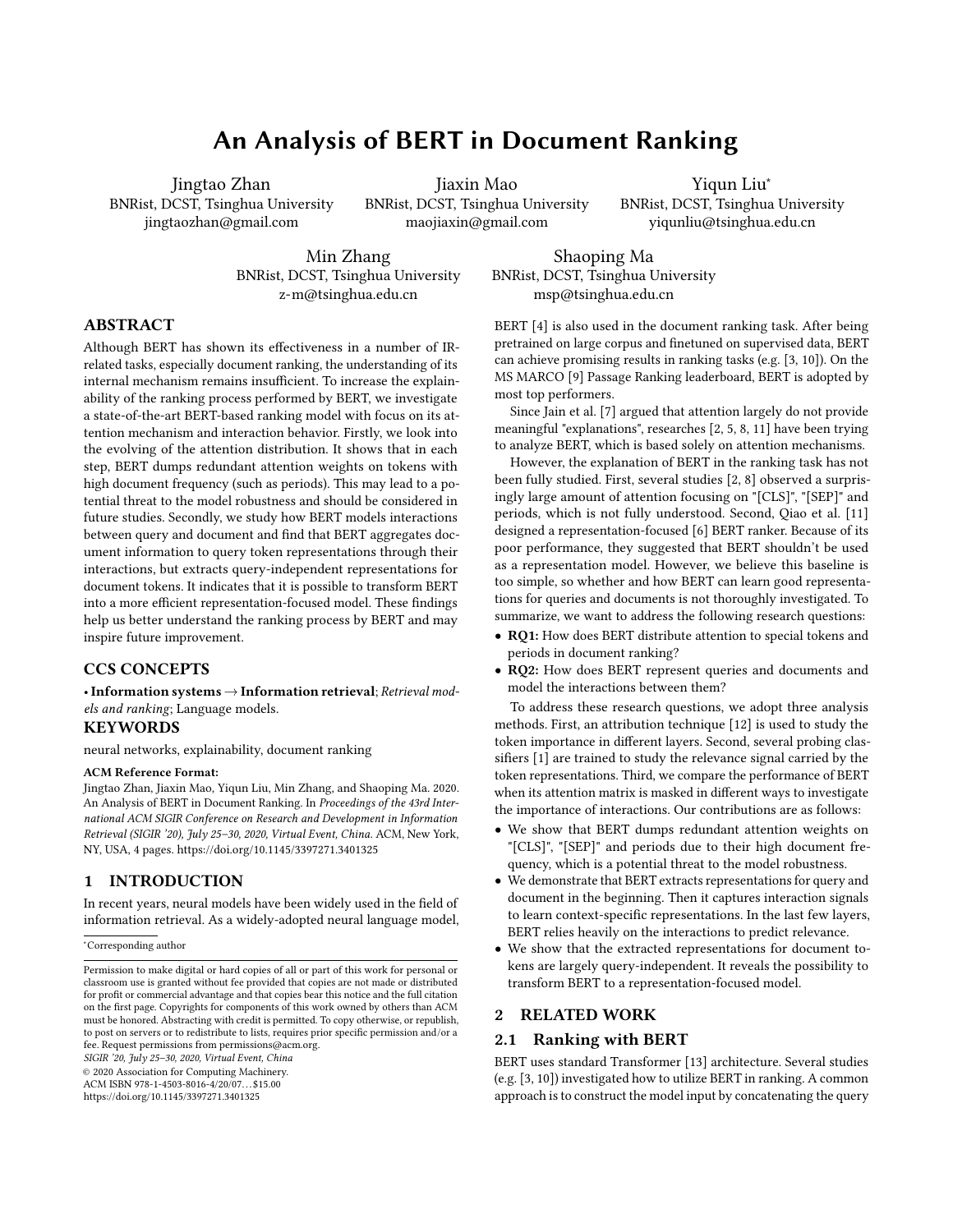# An Analysis of BERT in Document Ranking

Jingtao Zhan
BNRist, DCST, Tsinghua University
jingtaozhan@gmail.com

Jiaxin Mao
BNRist, DCST, Tsinghua University
maojiaxin@gmail.com

Yiqun Liu*
BNRist, DCST, Tsinghua University
yiqunliu@tsinghua.edu.cn

Min Zhang
BNRist, DCST, Tsinghua University
z-m@tsinghua.edu.cn

Shaoping Ma
BNRist, DCST, Tsinghua University
msp@tsinghua.edu.cn

## ABSTRACT

Although BERT has shown its effectiveness in a number of IR-related tasks, especially document ranking, the understanding of its internal mechanism remains insufficient. To increase the explainability of the ranking process performed by BERT, we investigate a state-of-the-art BERT-based ranking model with focus on its attention mechanism and interaction behavior. Firstly, we look into the evolving of the attention distribution. It shows that in each step, BERT dumps redundant attention weights on tokens with high document frequency (such as periods). This may lead to a potential threat to the model robustness and should be considered in future studies. Secondly, we study how BERT models interactions between query and document and find that BERT aggregates document information to query token representations through their interactions, but extracts query-independent representations for document tokens. It indicates that it is possible to transform BERT into a more efficient representation-focused model. These findings help us better understand the ranking process by BERT and may inspire future improvement.

## CCS CONCEPTS

• **Information systems** → **Information retrieval**; *Retrieval models and ranking*; Language models.

## KEYWORDS

neural networks, explainability, document ranking

**ACM Reference Format:**

Jingtao Zhan, Jiaxin Mao, Yiqun Liu, Min Zhang, and Shaoping Ma. 2020. An Analysis of BERT in Document Ranking. In *Proceedings of the 43rd International ACM SIGIR Conference on Research and Development in Information Retrieval (SIGIR '20), July 25–30, 2020, Virtual Event, China.* ACM, New York, NY, USA, 4 pages. https://doi.org/10.1145/3397271.3401325

## 1 INTRODUCTION

In recent years, neural models have been widely used in the field of information retrieval. As a widely-adopted neural language model, BERT [4] is also used in the document ranking task. After being pretrained on large corpus and finetuned on supervised data, BERT can achieve promising results in ranking tasks (e.g. [3, 10]). On the MS MARCO [9] Passage Ranking leaderboard, BERT is adopted by most top performers.

Since Jain et al. [7] argued that attention largely do not provide meaningful "explanations", researches [2, 5, 8, 11] have been trying to analyze BERT, which is based solely on attention mechanisms.

However, the explanation of BERT in the ranking task has not been fully studied. First, several studies [2, 8] observed a surprisingly large amount of attention focusing on "[CLS]", "[SEP]" and periods, which is not fully understood. Second, Qiao et al. [11] designed a representation-focused [6] BERT ranker. Because of its poor performance, they suggested that BERT shouldn't be used as a representation model. However, we believe this baseline is too simple, so whether and how BERT can learn good representations for queries and documents is not thoroughly investigated. To summarize, we want to address the following research questions:

- **RQ1:** How does BERT distribute attention to special tokens and periods in document ranking?
- **RQ2:** How does BERT represent queries and documents and model the interactions between them?

To address these research questions, we adopt three analysis methods. First, an attribution technique [12] is used to study the token importance in different layers. Second, several probing classifiers [1] are trained to study the relevance signal carried by the token representations. Third, we compare the performance of BERT when its attention matrix is masked in different ways to investigate the importance of interactions. Our contributions are as follows:

- We show that BERT dumps redundant attention weights on "[CLS]", "[SEP]" and periods due to their high document frequency, which is a potential threat to the model robustness.
- We demonstrate that BERT extracts representations for query and document in the beginning. Then it captures interaction signals to learn context-specific representations. In the last few layers, BERT relies heavily on the interactions to predict relevance.
- We show that the extracted representations for document tokens are largely query-independent. It reveals the possibility to transform BERT to a representation-focused model.

## 2 RELATED WORK

### 2.1 Ranking with BERT

BERT uses standard Transformer [13] architecture. Several studies (e.g. [3, 10]) investigated how to utilize BERT in ranking. A common approach is to construct the model input by concatenating the query

---

*Corresponding author

Permission to make digital or hard copies of all or part of this work for personal or classroom use is granted without fee provided that copies are not made or distributed for profit or commercial advantage and that copies bear this notice and the full citation on the first page. Copyrights for components of this work owned by others than ACM must be honored. Abstracting with credit is permitted. To copy otherwise, or republish, to post on servers or to redistribute to lists, requires prior specific permission and/or a fee. Request permissions from permissions@acm.org.
*SIGIR '20, July 25–30, 2020, Virtual Event, China*
© 2020 Association for Computing Machinery.
ACM ISBN 978-1-4503-8016-4/20/07...$15.00
https://doi.org/10.1145/3397271.3401325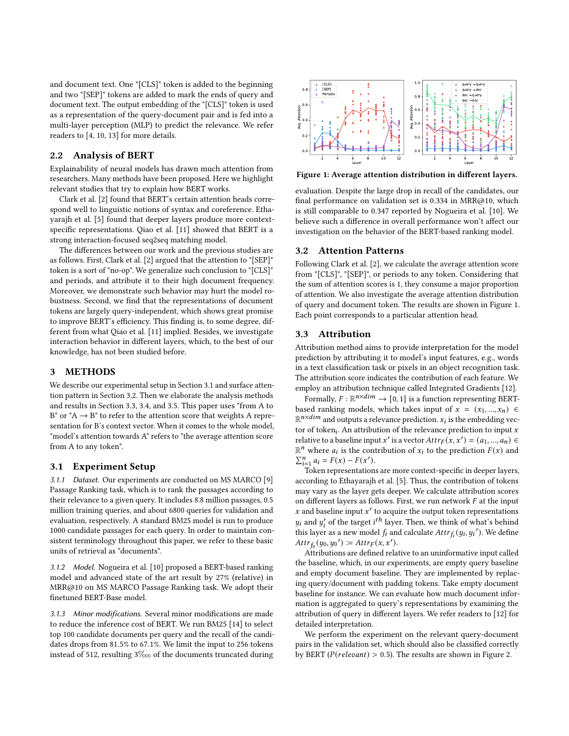and document text. One "[CLS]" token is added to the beginning and two "[SEP]" tokens are added to mark the ends of query and document text. The output embedding of the "[CLS]" token is used as a representation of the query-document pair and is fed into a multi-layer perceptron (MLP) to predict the relevance. We refer readers to [4, 10, 13] for more details.

## 2.2 Analysis of BERT

Explainability of neural models has drawn much attention from researchers. Many methods have been proposed. Here we highlight relevant studies that try to explain how BERT works.

Clark et al. [2] found that BERT's certain attention heads correspond well to linguistic notions of syntax and coreference. Ethayarajh et al. [5] found that deeper layers produce more context-specific representations. Qiao et al. [11] showed that BERT is a strong interaction-focused seq2seq matching model.

The differences between our work and the previous studies are as follows. First, Clark et al. [2] argued that the attention to "[SEP]" token is a sort of "no-op". We generalize such conclusion to "[CLS]" and periods, and attribute it to their high document frequency. Moreover, we demonstrate such behavior may hurt the model robustness. Second, we find that the representations of document tokens are largely query-independent, which shows great promise to improve BERT's efficiency. This finding is, to some degree, different from what Qiao et al. [11] implied. Besides, we investigate interaction behavior in different layers, which, to the best of our knowledge, has not been studied before.

# 3 METHODS

We describe our experimental setup in Section 3.1 and surface attention pattern in Section 3.2. Then we elaborate the analysis methods and results in Section 3.3, 3.4, and 3.5. This paper uses "from A to B" or "A → B" to refer to the attention score that weights A representation for B's context vector. When it comes to the whole model, "model's attention towards A" refers to "the average attention score from A to any token".

## 3.1 Experiment Setup

*3.1.1 Dataset.* Our experiments are conducted on MS MARCO [9] Passage Ranking task, which is to rank the passages according to their relevance to a given query. It includes 8.8 million passages, 0.5 million training queries, and about 6800 queries for validation and evaluation, respectively. A standard BM25 model is run to produce 1000 candidate passages for each query. In order to maintain consistent terminology throughout this paper, we refer to these basic units of retrieval as "documents".

*3.1.2 Model.* Nogueira et al. [10] proposed a BERT-based ranking model and advanced state of the art result by 27% (relative) in MRR@10 on MS MARCO Passage Ranking task. We adopt their finetuned BERT-Base model.

*3.1.3 Minor modifications.* Several minor modifications are made to reduce the inference cost of BERT. We run BM25 [14] to select top 100 candidate documents per query and the recall of the candidates drops from 81.5% to 67.1%. We limit the input to 256 tokens instead of 512, resulting 3‱ of the documents truncated during evaluation. Despite the large drop in recall of the candidates, our final performance on validation set is 0.334 in MRR@10, which is still comparable to 0.347 reported by Nogueira et al. [10]. We believe such a difference in overall performance won't affect our investigation on the behavior of the BERT-based ranking model.

**Figure 1: Average attention distribution in different layers.**

## 3.2 Attention Patterns

Following Clark et al. [2], we calculate the average attention score from "[CLS]", "[SEP]", or periods to any token. Considering that the sum of attention scores is 1, they consume a major proportion of attention. We also investigate the average attention distribution of query and document token. The results are shown in Figure 1. Each point corresponds to a particular attention head.

## 3.3 Attribution

Attribution method aims to provide interpretation for the model prediction by attributing it to model's input features, e.g., words in a text classification task or pixels in an object recognition task. The attribution score indicates the contribution of each feature. We employ an attribution technique called Integrated Gradients [12].

Formally, $F : \mathbb{R}^{n \times dim} \rightarrow [0, 1]$ is a function representing BERT-based ranking models, which takes input of $x = (x_1, ..., x_n) \in \mathbb{R}^{n \times dim}$ and outputs a relevance prediction. $x_i$ is the embedding vector of token$_i$. An attribution of the relevance prediction to input $x$ relative to a baseline input $x'$ is a vector $Attr_F(x, x') = (a_1, ..., a_n) \in \mathbb{R}^n$ where $a_i$ is the contribution of $x_i$ to the prediction $F(x)$ and $\sum_{i=1}^{n} a_i = F(x) - F(x')$.

Token representations are more context-specific in deeper layers, according to Ethayarajh et al. [5]. Thus, the contribution of tokens may vary as the layer gets deeper. We calculate attribution scores on different layers as follows. First, we run network $F$ at the input $x$ and baseline input $x'$ to acquire the output token representations $y_i$ and $y_i'$ of the target $i^{th}$ layer. Then, we think of what's behind this layer as a new model $f_i$ and calculate $Attr_{f_i}(y_i, y_i{'})$. We define $Attr_{f_0}(y_0, y_0{'}) \coloneqq Attr_F(x, x')$.

Attributions are defined relative to an uninformative input called the baseline, which, in our experiments, are empty query baseline and empty document baseline. They are implemented by replacing query/document with padding tokens. Take empty document baseline for instance. We can evaluate how much document information is aggregated to query's representations by examining the attribution of query in different layers. We refer readers to [12] for detailed interpretation.

We perform the experiment on the relevant query-document pairs in the validation set, which should also be classified correctly by BERT ($P(relevant) > 0.5$). The results are shown in Figure 2.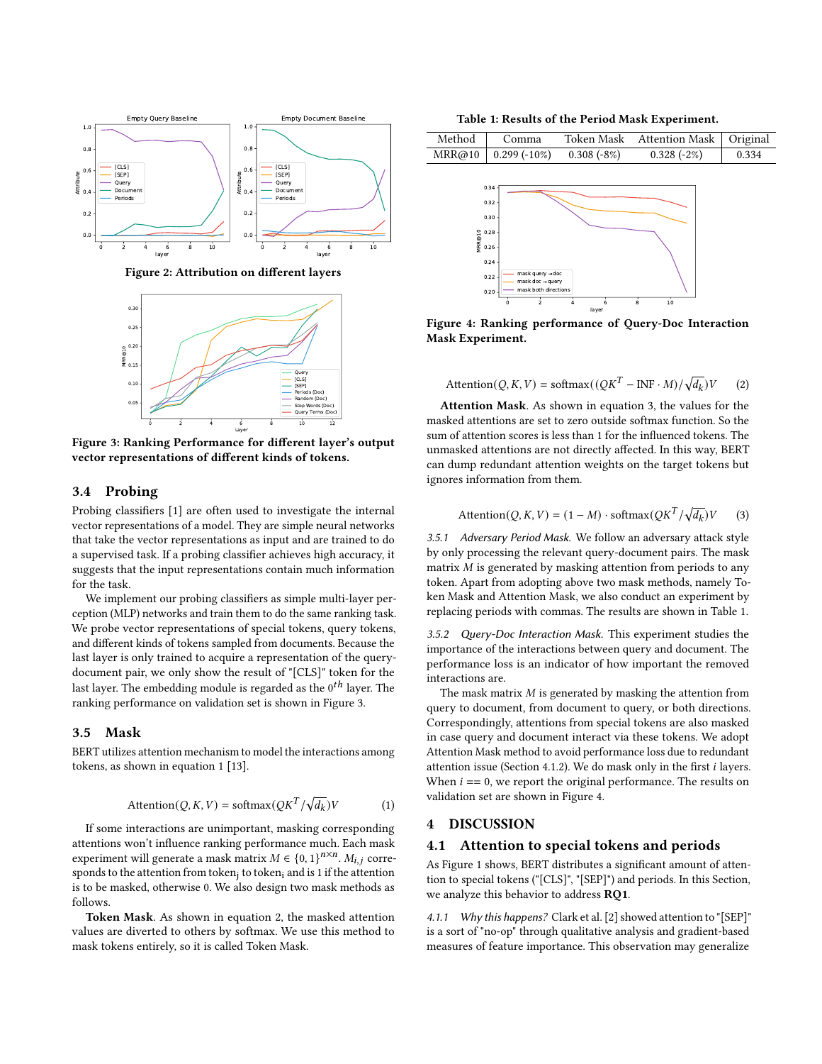Figure 2: Attribution on different layers

Figure 3: Ranking Performance for different layer's output vector representations of different kinds of tokens.

### 3.4 Probing

Probing classifiers [1] are often used to investigate the internal vector representations of a model. They are simple neural networks that take the vector representations as input and are trained to do a supervised task. If a probing classifier achieves high accuracy, it suggests that the input representations contain much information for the task.

We implement our probing classifiers as simple multi-layer perception (MLP) networks and train them to do the same ranking task. We probe vector representations of special tokens, query tokens, and different kinds of tokens sampled from documents. Because the last layer is only trained to acquire a representation of the query-document pair, we only show the result of "[CLS]" token for the last layer. The embedding module is regarded as the $0^{th}$ layer. The ranking performance on validation set is shown in Figure 3.

### 3.5 Mask

BERT utilizes attention mechanism to model the interactions among tokens, as shown in equation 1 [13].

$$\text{Attention}(Q, K, V) = \text{softmax}(QK^T/\sqrt{d_k})V \tag{1}$$

If some interactions are unimportant, masking corresponding attentions won't influence ranking performance much. Each mask experiment will generate a mask matrix $M \in \{0, 1\}^{n \times n}$. $M_{i,j}$ corresponds to the attention from token$_j$ to token$_i$ and is 1 if the attention is to be masked, otherwise 0. We also design two mask methods as follows.

**Token Mask**. As shown in equation 2, the masked attention values are diverted to others by softmax. We use this method to mask tokens entirely, so it is called Token Mask.

Table 1: Results of the Period Mask Experiment.

| Method | Comma | Token Mask | Attention Mask | Original |
|---|---|---|---|---|
| MRR@10 | 0.299 (-10%) | 0.308 (-8%) | 0.328 (-2%) | 0.334 |

Figure 4: Ranking performance of Query-Doc Interaction Mask Experiment.

$$\text{Attention}(Q, K, V) = \text{softmax}((QK^T - \text{INF} \cdot M)/\sqrt{d_k})V \tag{2}$$

**Attention Mask**. As shown in equation 3, the values for the masked attentions are set to zero outside softmax function. So the sum of attention scores is less than 1 for the influenced tokens. The unmasked attentions are not directly affected. In this way, BERT can dump redundant attention weights on the target tokens but ignores information from them.

$$\text{Attention}(Q, K, V) = (1 - M) \cdot \text{softmax}(QK^T/\sqrt{d_k})V \tag{3}$$

#### 3.5.1 *Adversary Period Mask.*

We follow an adversary attack style by only processing the relevant query-document pairs. The mask matrix $M$ is generated by masking attention from periods to any token. Apart from adopting above two mask methods, namely Token Mask and Attention Mask, we also conduct an experiment by replacing periods with commas. The results are shown in Table 1.

#### 3.5.2 *Query-Doc Interaction Mask.*

This experiment studies the importance of the interactions between query and document. The performance loss is an indicator of how important the removed interactions are.

The mask matrix $M$ is generated by masking the attention from query to document, from document to query, or both directions. Correspondingly, attentions from special tokens are also masked in case query and document interact via these tokens. We adopt Attention Mask method to avoid performance loss due to redundant attention issue (Section 4.1.2). We do mask only in the first $i$ layers. When $i == 0$, we report the original performance. The results on validation set are shown in Figure 4.

## 4 DISCUSSION

### 4.1 Attention to special tokens and periods

As Figure 1 shows, BERT distributes a significant amount of attention to special tokens ("[CLS]", "[SEP]") and periods. In this Section, we analyze this behavior to address **RQ1**.

#### 4.1.1 *Why this happens?*

Clark et al. [2] showed attention to "[SEP]" is a sort of "no-op" through qualitative analysis and gradient-based measures of feature importance. This observation may generalize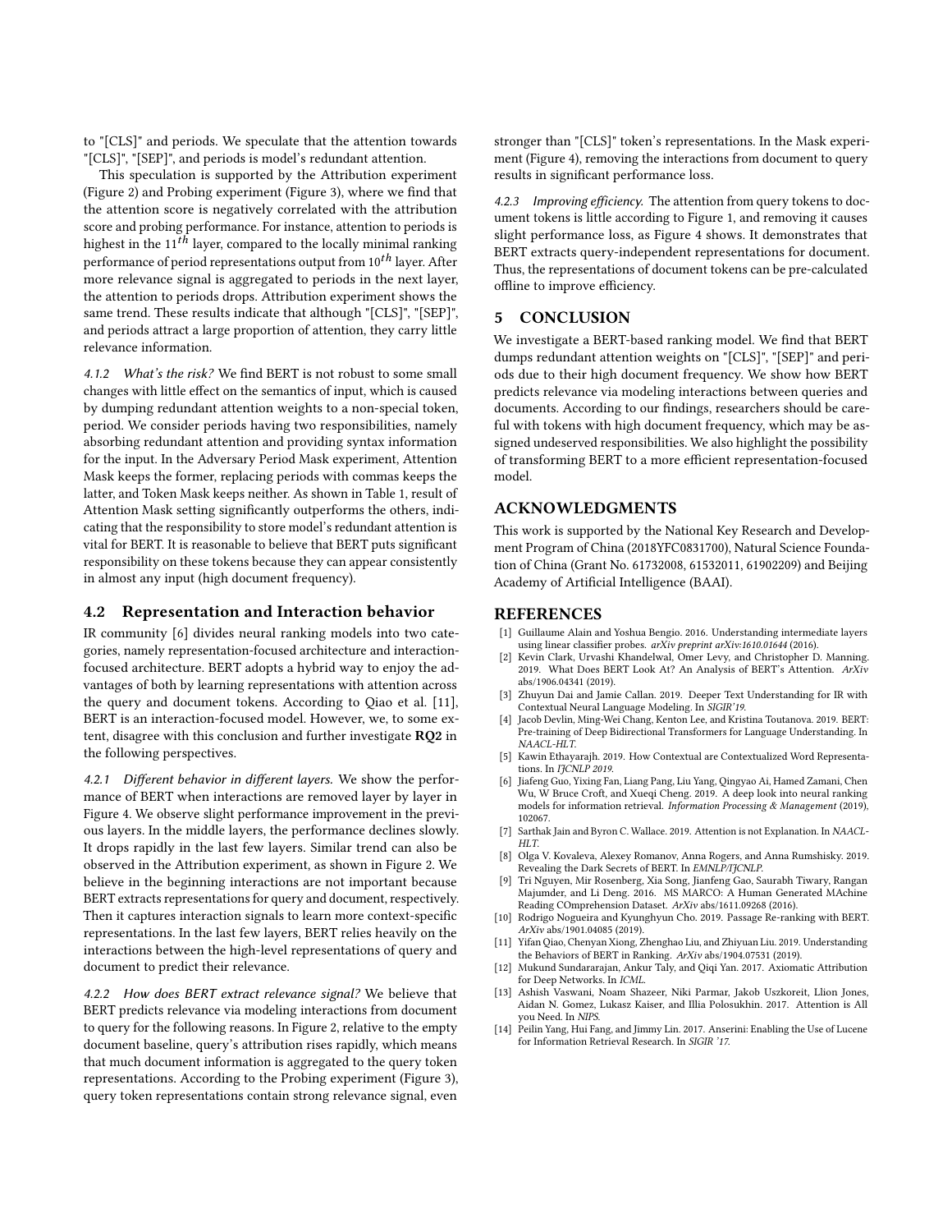to "[CLS]" and periods. We speculate that the attention towards "[CLS]", "[SEP]", and periods is model's redundant attention.

This speculation is supported by the Attribution experiment (Figure 2) and Probing experiment (Figure 3), where we find that the attention score is negatively correlated with the attribution score and probing performance. For instance, attention to periods is highest in the $11^{th}$ layer, compared to the locally minimal ranking performance of period representations output from $10^{th}$ layer. After more relevance signal is aggregated to periods in the next layer, the attention to periods drops. Attribution experiment shows the same trend. These results indicate that although "[CLS]", "[SEP]", and periods attract a large proportion of attention, they carry little relevance information.

*4.1.2 What's the risk?* We find BERT is not robust to some small changes with little effect on the semantics of input, which is caused by dumping redundant attention weights to a non-special token, period. We consider periods having two responsibilities, namely absorbing redundant attention and providing syntax information for the input. In the Adversary Period Mask experiment, Attention Mask keeps the former, replacing periods with commas keeps the latter, and Token Mask keeps neither. As shown in Table 1, result of Attention Mask setting significantly outperforms the others, indicating that the responsibility to store model's redundant attention is vital for BERT. It is reasonable to believe that BERT puts significant responsibility on these tokens because they can appear consistently in almost any input (high document frequency).

### 4.2 Representation and Interaction behavior

IR community [6] divides neural ranking models into two categories, namely representation-focused architecture and interaction-focused architecture. BERT adopts a hybrid way to enjoy the advantages of both by learning representations with attention across the query and document tokens. According to Qiao et al. [11], BERT is an interaction-focused model. However, we, to some extent, disagree with this conclusion and further investigate **RQ2** in the following perspectives.

*4.2.1 Different behavior in different layers.* We show the performance of BERT when interactions are removed layer by layer in Figure 4. We observe slight performance improvement in the previous layers. In the middle layers, the performance declines slowly. It drops rapidly in the last few layers. Similar trend can also be observed in the Attribution experiment, as shown in Figure 2. We believe in the beginning interactions are not important because BERT extracts representations for query and document, respectively. Then it captures interaction signals to learn more context-specific representations. In the last few layers, BERT relies heavily on the interactions between the high-level representations of query and document to predict their relevance.

*4.2.2 How does BERT extract relevance signal?* We believe that BERT predicts relevance via modeling interactions from document to query for the following reasons. In Figure 2, relative to the empty document baseline, query's attribution rises rapidly, which means that much document information is aggregated to the query token representations. According to the Probing experiment (Figure 3), query token representations contain strong relevance signal, even stronger than "[CLS]" token's representations. In the Mask experiment (Figure 4), removing the interactions from document to query results in significant performance loss.

*4.2.3 Improving efficiency.* The attention from query tokens to document tokens is little according to Figure 1, and removing it causes slight performance loss, as Figure 4 shows. It demonstrates that BERT extracts query-independent representations for document. Thus, the representations of document tokens can be pre-calculated offline to improve efficiency.

## 5 CONCLUSION

We investigate a BERT-based ranking model. We find that BERT dumps redundant attention weights on "[CLS]", "[SEP]" and periods due to their high document frequency. We show how BERT predicts relevance via modeling interactions between queries and documents. According to our findings, researchers should be careful with tokens with high document frequency, which may be assigned undeserved responsibilities. We also highlight the possibility of transforming BERT to a more efficient representation-focused model.

## ACKNOWLEDGMENTS

This work is supported by the National Key Research and Development Program of China (2018YFC0831700), Natural Science Foundation of China (Grant No. 61732008, 61532011, 61902209) and Beijing Academy of Artificial Intelligence (BAAI).

## REFERENCES

[1] Guillaume Alain and Yoshua Bengio. 2016. Understanding intermediate layers using linear classifier probes. *arXiv preprint arXiv:1610.01644* (2016).

[2] Kevin Clark, Urvashi Khandelwal, Omer Levy, and Christopher D. Manning. 2019. What Does BERT Look At? An Analysis of BERT's Attention. *ArXiv* abs/1906.04341 (2019).

[3] Zhuyun Dai and Jamie Callan. 2019. Deeper Text Understanding for IR with Contextual Neural Language Modeling. In *SIGIR'19*.

[4] Jacob Devlin, Ming-Wei Chang, Kenton Lee, and Kristina Toutanova. 2019. BERT: Pre-training of Deep Bidirectional Transformers for Language Understanding. In *NAACL-HLT*.

[5] Kawin Ethayarajh. 2019. How Contextual are Contextualized Word Representations. In *IJCNLP 2019*.

[6] Jiafeng Guo, Yixing Fan, Liang Pang, Liu Yang, Qingyao Ai, Hamed Zamani, Chen Wu, W Bruce Croft, and Xueqi Cheng. 2019. A deep look into neural ranking models for information retrieval. *Information Processing & Management* (2019), 102067.

[7] Sarthak Jain and Byron C. Wallace. 2019. Attention is not Explanation. In *NAACL-HLT*.

[8] Olga V. Kovaleva, Alexey Romanov, Anna Rogers, and Anna Rumshisky. 2019. Revealing the Dark Secrets of BERT. In *EMNLP/IJCNLP*.

[9] Tri Nguyen, Mir Rosenberg, Xia Song, Jianfeng Gao, Saurabh Tiwary, Rangan Majumder, and Li Deng. 2016. MS MARCO: A Human Generated MAchine Reading COmprehension Dataset. *ArXiv* abs/1611.09268 (2016).

[10] Rodrigo Nogueira and Kyunghyun Cho. 2019. Passage Re-ranking with BERT. *ArXiv* abs/1901.04085 (2019).

[11] Yifan Qiao, Chenyan Xiong, Zhenghao Liu, and Zhiyuan Liu. 2019. Understanding the Behaviors of BERT in Ranking. *ArXiv* abs/1904.07531 (2019).

[12] Mukund Sundararajan, Ankur Taly, and Qiqi Yan. 2017. Axiomatic Attribution for Deep Networks. In *ICML*.

[13] Ashish Vaswani, Noam Shazeer, Niki Parmar, Jakob Uszkoreit, Llion Jones, Aidan N. Gomez, Lukasz Kaiser, and Illia Polosukhin. 2017. Attention is All you Need. In *NIPS*.

[14] Peilin Yang, Hui Fang, and Jimmy Lin. 2017. Anserini: Enabling the Use of Lucene for Information Retrieval Research. In *SIGIR '17*.